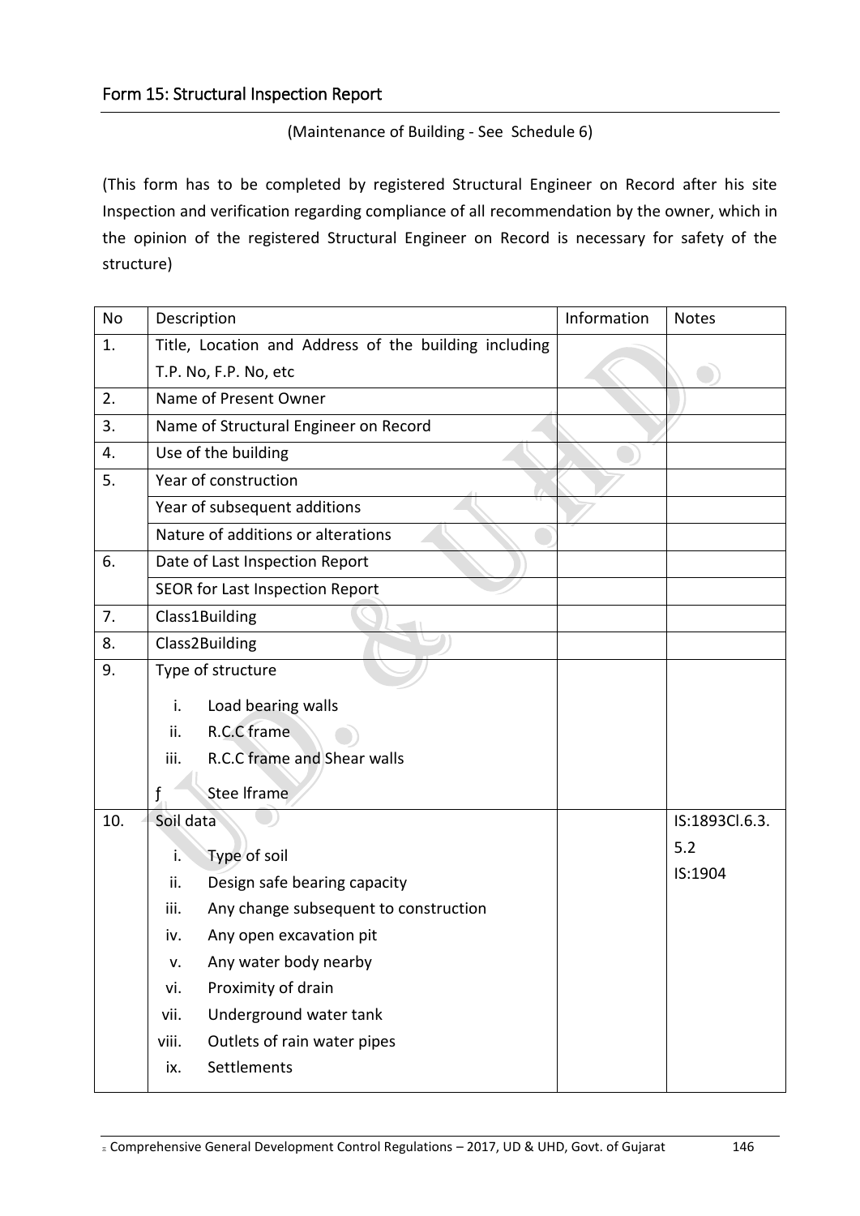## Form 15: Structural Inspection Report

(Maintenance of Building - See Schedule 6)

(This form has to be completed by registered Structural Engineer on Record after his site Inspection and verification regarding compliance of all recommendation by the owner, which in the opinion of the registered Structural Engineer on Record is necessary for safety of the structure)

| No | Description | Information | Notes |
|---|---|---|---|
| 1. | Title, Location and Address of the building including T.P. No, F.P. No, etc | | |
| 2. | Name of Present Owner | | |
| 3. | Name of Structural Engineer on Record | | |
| 4. | Use of the building | | |
| 5. | Year of construction | | |
| | Year of subsequent additions | | |
| | Nature of additions or alterations | | |
| 6. | Date of Last Inspection Report | | |
| | SEOR for Last Inspection Report | | |
| 7. | Class1Building | | |
| 8. | Class2Building | | |
| 9. | Type of structure<br>i. Load bearing walls<br>ii. R.C.C frame<br>iii. R.C.C frame and Shear walls<br>ƒ Stee lframe | | |
| 10. | Soil data<br>i. Type of soil<br>ii. Design safe bearing capacity<br>iii. Any change subsequent to construction<br>iv. Any open excavation pit<br>v. Any water body nearby<br>vi. Proximity of drain<br>vii. Underground water tank<br>viii. Outlets of rain water pipes<br>ix. Settlements | | IS:1893Cl.6.3.5.2<br>IS:1904 |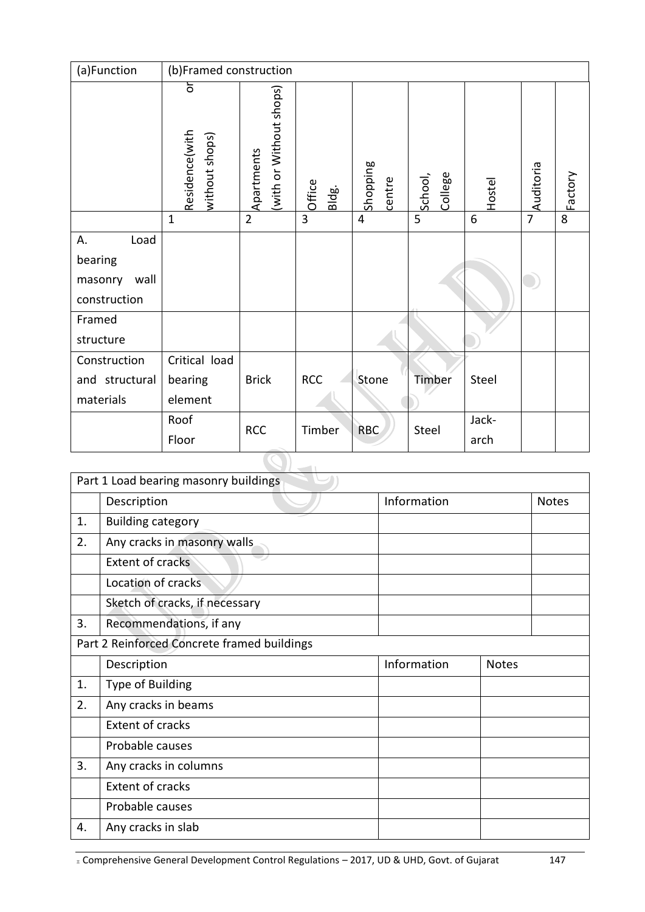| (a)Function | (b)Framed construction | | | | | | | |
|---|---|---|---|---|---|---|---|---|
| | Residence(with or without shops) | Apartments (with or Without shops) | Office Bldg. | Shopping centre | School, College | Hostel | Auditoria | Factory |
| | 1 | 2 | 3 | 4 | 5 | 6 | 7 | 8 |
| A. Load bearing masonry wall construction | | | | | | | | |
| Framed structure | | | | | | | | |
| Construction and structural materials | Critical load bearing element | Brick | RCC | Stone | Timber | Steel | | |
| | Roof Floor | RCC | Timber | RBC | Steel | Jack-arch | | |

| Part 1 Load bearing masonry buildings | | | |
|---|---|---|---|
| | Description | Information | Notes |
| 1. | Building category | | |
| 2. | Any cracks in masonry walls | | |
| | Extent of cracks | | |
| | Location of cracks | | |
| | Sketch of cracks, if necessary | | |
| 3. | Recommendations, if any | | |

| Part 2 Reinforced Concrete framed buildings | | | |
|---|---|---|---|
| | Description | Information | Notes |
| 1. | Type of Building | | |
| 2. | Any cracks in beams | | |
| | Extent of cracks | | |
| | Probable causes | | |
| 3. | Any cracks in columns | | |
| | Extent of cracks | | |
| | Probable causes | | |
| 4. | Any cracks in slab | | |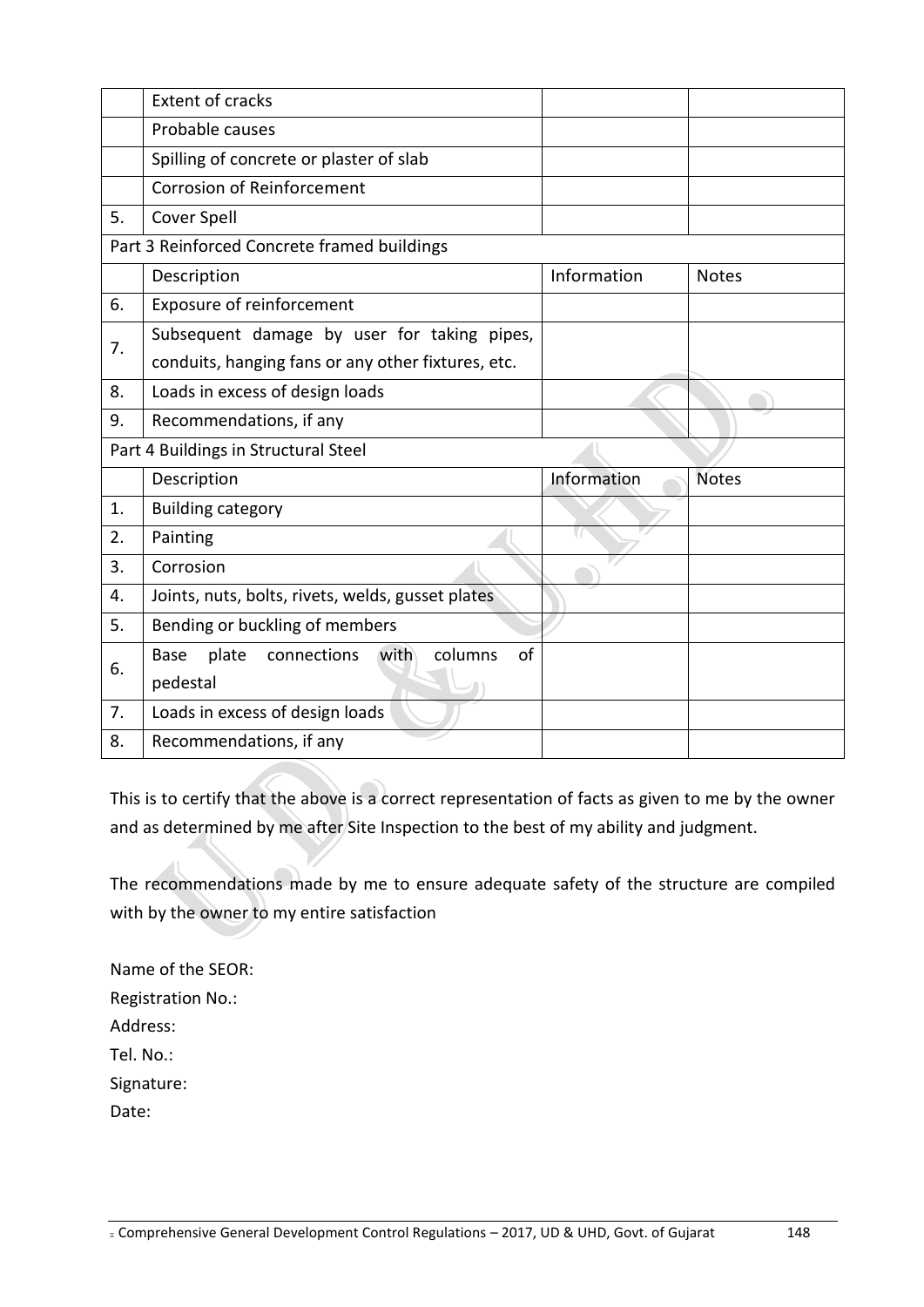| | | | |
|---|---|---|---|
| | Extent of cracks | | |
| | Probable causes | | |
| | Spilling of concrete or plaster of slab | | |
| | Corrosion of Reinforcement | | |
| 5. | Cover Spell | | |
| Part 3 Reinforced Concrete framed buildings | | | |
| | Description | Information | Notes |
| 6. | Exposure of reinforcement | | |
| 7. | Subsequent damage by user for taking pipes, conduits, hanging fans or any other fixtures, etc. | | |
| 8. | Loads in excess of design loads | | |
| 9. | Recommendations, if any | | |
| Part 4 Buildings in Structural Steel | | | |
| | Description | Information | Notes |
| 1. | Building category | | |
| 2. | Painting | | |
| 3. | Corrosion | | |
| 4. | Joints, nuts, bolts, rivets, welds, gusset plates | | |
| 5. | Bending or buckling of members | | |
| 6. | Base plate connections with columns of pedestal | | |
| 7. | Loads in excess of design loads | | |
| 8. | Recommendations, if any | | |

This is to certify that the above is a correct representation of facts as given to me by the owner and as determined by me after Site Inspection to the best of my ability and judgment.

The recommendations made by me to ensure adequate safety of the structure are compiled with by the owner to my entire satisfaction

Name of the SEOR:
Registration No.:
Address:
Tel. No.:
Signature:
Date: